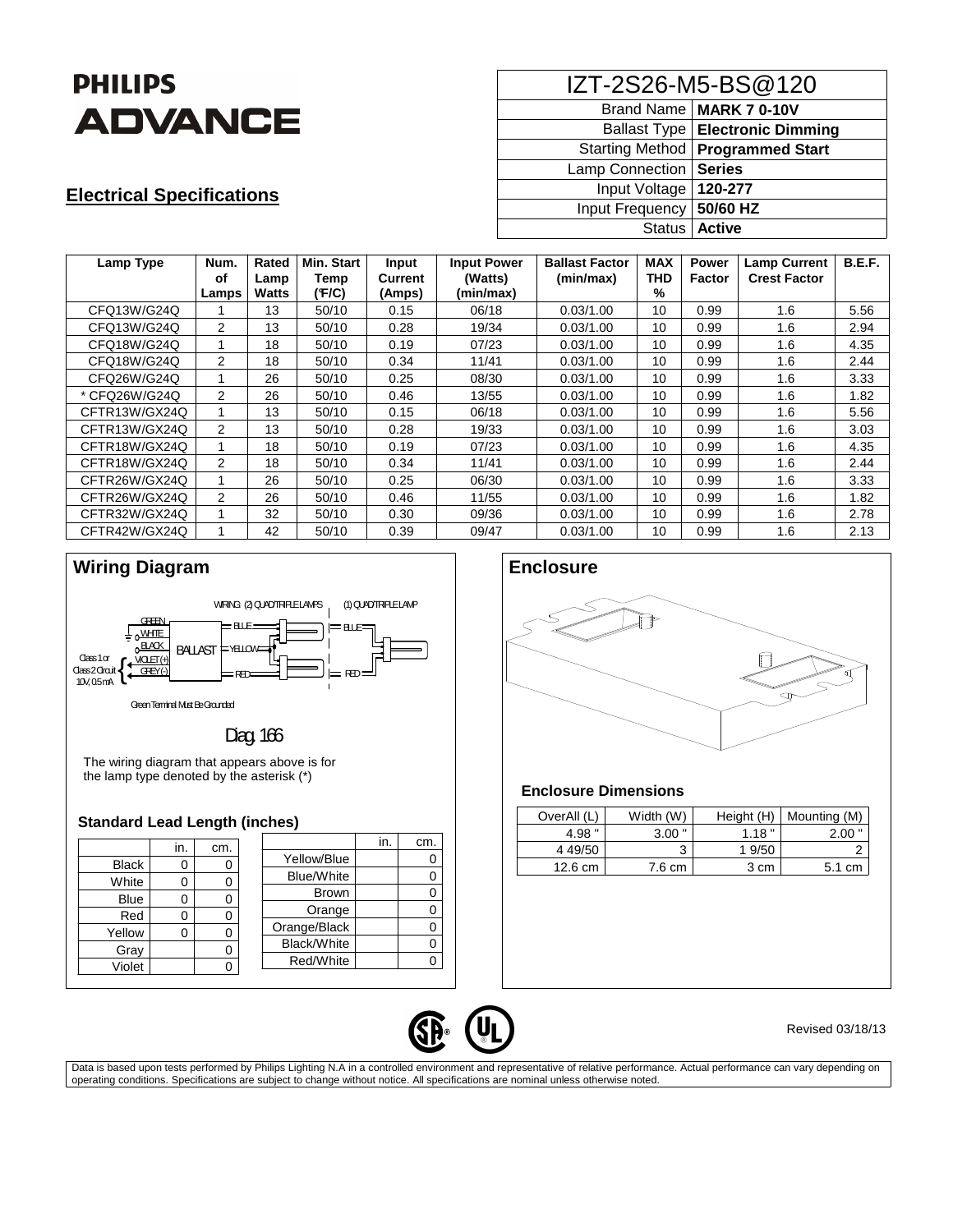# PHILIPS ADVANCE

| IZT-2S26-M5-BS@120 | |
|---|---|
| Brand Name | **MARK 7 0-10V** |
| Ballast Type | **Electronic Dimming** |
| Starting Method | **Programmed Start** |
| Lamp Connection | **Series** |
| Input Voltage | **120-277** |
| Input Frequency | **50/60 HZ** |
| Status | **Active** |

## Electrical Specifications

| Lamp Type | Num. of Lamps | Rated Lamp Watts | Min. Start Temp (°F/C) | Input Current (Amps) | Input Power (Watts) (min/max) | Ballast Factor (min/max) | MAX THD % | Power Factor | Lamp Current Crest Factor | B.E.F. |
|---|---|---|---|---|---|---|---|---|---|---|
| CFQ13W/G24Q | 1 | 13 | 50/10 | 0.15 | 06/18 | 0.03/1.00 | 10 | 0.99 | 1.6 | 5.56 |
| CFQ13W/G24Q | 2 | 13 | 50/10 | 0.28 | 19/34 | 0.03/1.00 | 10 | 0.99 | 1.6 | 2.94 |
| CFQ18W/G24Q | 1 | 18 | 50/10 | 0.19 | 07/23 | 0.03/1.00 | 10 | 0.99 | 1.6 | 4.35 |
| CFQ18W/G24Q | 2 | 18 | 50/10 | 0.34 | 11/41 | 0.03/1.00 | 10 | 0.99 | 1.6 | 2.44 |
| CFQ26W/G24Q | 1 | 26 | 50/10 | 0.25 | 08/30 | 0.03/1.00 | 10 | 0.99 | 1.6 | 3.33 |
| * CFQ26W/G24Q | 2 | 26 | 50/10 | 0.46 | 13/55 | 0.03/1.00 | 10 | 0.99 | 1.6 | 1.82 |
| CFTR13W/GX24Q | 1 | 13 | 50/10 | 0.15 | 06/18 | 0.03/1.00 | 10 | 0.99 | 1.6 | 5.56 |
| CFTR13W/GX24Q | 2 | 13 | 50/10 | 0.28 | 19/33 | 0.03/1.00 | 10 | 0.99 | 1.6 | 3.03 |
| CFTR18W/GX24Q | 1 | 18 | 50/10 | 0.19 | 07/23 | 0.03/1.00 | 10 | 0.99 | 1.6 | 4.35 |
| CFTR18W/GX24Q | 2 | 18 | 50/10 | 0.34 | 11/41 | 0.03/1.00 | 10 | 0.99 | 1.6 | 2.44 |
| CFTR26W/GX24Q | 1 | 26 | 50/10 | 0.25 | 06/30 | 0.03/1.00 | 10 | 0.99 | 1.6 | 3.33 |
| CFTR26W/GX24Q | 2 | 26 | 50/10 | 0.46 | 11/55 | 0.03/1.00 | 10 | 0.99 | 1.6 | 1.82 |
| CFTR32W/GX24Q | 1 | 32 | 50/10 | 0.30 | 09/36 | 0.03/1.00 | 10 | 0.99 | 1.6 | 2.78 |
| CFTR42W/GX24Q | 1 | 42 | 50/10 | 0.39 | 09/47 | 0.03/1.00 | 10 | 0.99 | 1.6 | 2.13 |

## Wiring Diagram

WIRING: (2) QUAD/TRIPLE LAMPS (1) QUAD/TRIPLE LAMP

GREEN, WHITE, BLACK, VIOLET (+), GREY (-), BALLAST, BLUE, YELLOW, RED

Class 1 or Class 2 Circuit 10V, 0.5 mA

Green Terminal Must Be Grounded

Diag. 166

The wiring diagram that appears above is for the lamp type denoted by the asterisk (*)

### Standard Lead Length (inches)

| | in. | cm. |
|---|---|---|
| Black | 0 | 0 |
| White | 0 | 0 |
| Blue | 0 | 0 |
| Red | 0 | 0 |
| Yellow | 0 | 0 |
| Gray | | 0 |
| Violet | | 0 |

| | in. | cm. |
|---|---|---|
| Yellow/Blue | | 0 |
| Blue/White | | 0 |
| Brown | | 0 |
| Orange | | 0 |
| Orange/Black | | 0 |
| Black/White | | 0 |
| Red/White | | 0 |

## Enclosure

### Enclosure Dimensions

| OverAll (L) | Width (W) | Height (H) | Mounting (M) |
|---|---|---|---|
| 4.98 " | 3.00 " | 1.18 " | 2.00 " |
| 4 49/50 | 3 | 1 9/50 | 2 |
| 12.6 cm | 7.6 cm | 3 cm | 5.1 cm |

Revised 03/18/13

Data is based upon tests performed by Philips Lighting N.A in a controlled environment and representative of relative performance. Actual performance can vary depending on operating conditions. Specifications are subject to change without notice. All specifications are nominal unless otherwise noted.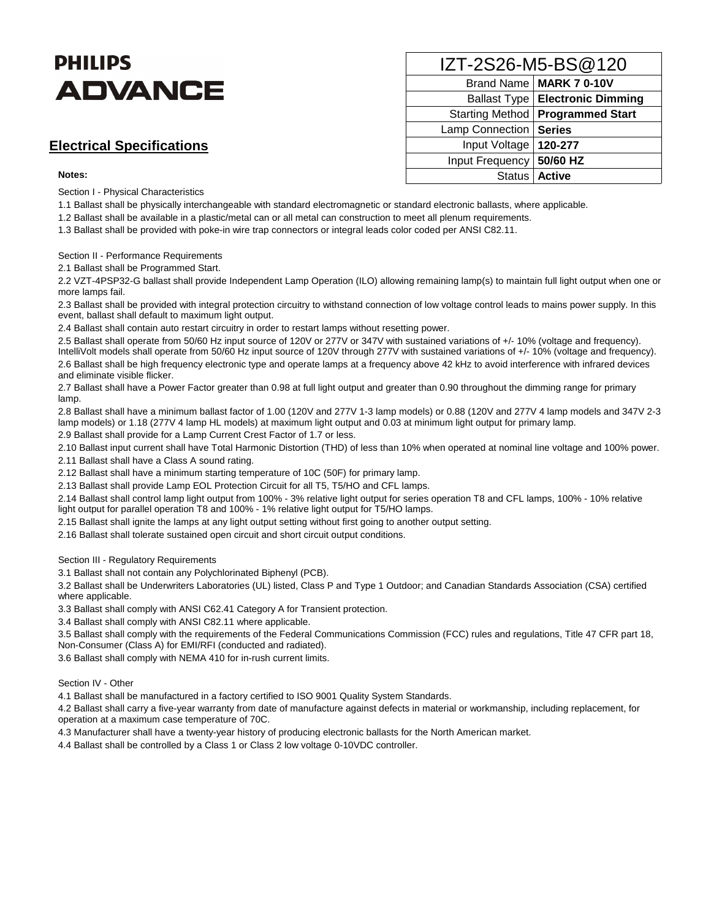PHILIPS
ADVANCE

| IZT-2S26-M5-BS@120 | |
|---:|---|
| Brand Name | **MARK 7 0-10V** |
| Ballast Type | **Electronic Dimming** |
| Starting Method | **Programmed Start** |
| Lamp Connection | **Series** |
| Input Voltage | **120-277** |
| Input Frequency | **50/60 HZ** |
| Status | **Active** |

## Electrical Specifications

**Notes:**

Section I - Physical Characteristics

1.1 Ballast shall be physically interchangeable with standard electromagnetic or standard electronic ballasts, where applicable.

1.2 Ballast shall be available in a plastic/metal can or all metal can construction to meet all plenum requirements.

1.3 Ballast shall be provided with poke-in wire trap connectors or integral leads color coded per ANSI C82.11.

Section II - Performance Requirements

2.1 Ballast shall be Programmed Start.

2.2 VZT-4PSP32-G ballast shall provide Independent Lamp Operation (ILO) allowing remaining lamp(s) to maintain full light output when one or more lamps fail.

2.3 Ballast shall be provided with integral protection circuitry to withstand connection of low voltage control leads to mains power supply. In this event, ballast shall default to maximum light output.

2.4 Ballast shall contain auto restart circuitry in order to restart lamps without resetting power.

2.5 Ballast shall operate from 50/60 Hz input source of 120V or 277V or 347V with sustained variations of +/- 10% (voltage and frequency). IntelliVolt models shall operate from 50/60 Hz input source of 120V through 277V with sustained variations of +/- 10% (voltage and frequency).

2.6 Ballast shall be high frequency electronic type and operate lamps at a frequency above 42 kHz to avoid interference with infrared devices and eliminate visible flicker.

2.7 Ballast shall have a Power Factor greater than 0.98 at full light output and greater than 0.90 throughout the dimming range for primary lamp.

2.8 Ballast shall have a minimum ballast factor of 1.00 (120V and 277V 1-3 lamp models) or 0.88 (120V and 277V 4 lamp models and 347V 2-3 lamp models) or 1.18 (277V 4 lamp HL models) at maximum light output and 0.03 at minimum light output for primary lamp.

2.9 Ballast shall provide for a Lamp Current Crest Factor of 1.7 or less.

2.10 Ballast input current shall have Total Harmonic Distortion (THD) of less than 10% when operated at nominal line voltage and 100% power.

2.11 Ballast shall have a Class A sound rating.

2.12 Ballast shall have a minimum starting temperature of 10C (50F) for primary lamp.

2.13 Ballast shall provide Lamp EOL Protection Circuit for all T5, T5/HO and CFL lamps.

2.14 Ballast shall control lamp light output from 100% - 3% relative light output for series operation T8 and CFL lamps, 100% - 10% relative light output for parallel operation T8 and 100% - 1% relative light output for T5/HO lamps.

2.15 Ballast shall ignite the lamps at any light output setting without first going to another output setting.

2.16 Ballast shall tolerate sustained open circuit and short circuit output conditions.

Section III - Regulatory Requirements

3.1 Ballast shall not contain any Polychlorinated Biphenyl (PCB).

3.2 Ballast shall be Underwriters Laboratories (UL) listed, Class P and Type 1 Outdoor; and Canadian Standards Association (CSA) certified where applicable.

3.3 Ballast shall comply with ANSI C62.41 Category A for Transient protection.

3.4 Ballast shall comply with ANSI C82.11 where applicable.

3.5 Ballast shall comply with the requirements of the Federal Communications Commission (FCC) rules and regulations, Title 47 CFR part 18, Non-Consumer (Class A) for EMI/RFI (conducted and radiated).

3.6 Ballast shall comply with NEMA 410 for in-rush current limits.

Section IV - Other

4.1 Ballast shall be manufactured in a factory certified to ISO 9001 Quality System Standards.

4.2 Ballast shall carry a five-year warranty from date of manufacture against defects in material or workmanship, including replacement, for operation at a maximum case temperature of 70C.

4.3 Manufacturer shall have a twenty-year history of producing electronic ballasts for the North American market.

4.4 Ballast shall be controlled by a Class 1 or Class 2 low voltage 0-10VDC controller.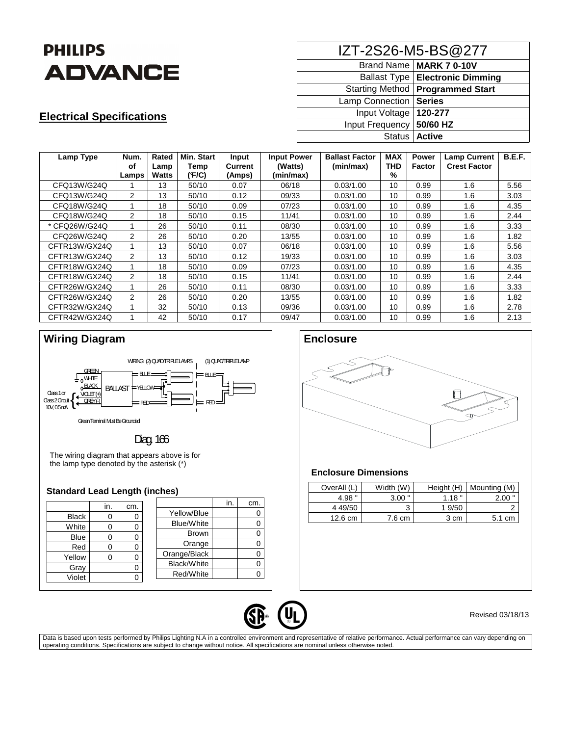**PHILIPS**
**ADVANCE**

| IZT-2S26-M5-BS@277 | |
|---|---|
| Brand Name | **MARK 7 0-10V** |
| Ballast Type | **Electronic Dimming** |
| Starting Method | **Programmed Start** |
| Lamp Connection | **Series** |
| Input Voltage | **120-277** |
| Input Frequency | **50/60 HZ** |
| Status | **Active** |

## Electrical Specifications

| Lamp Type | Num. of Lamps | Rated Lamp Watts | Min. Start Temp (°F/C) | Input Current (Amps) | Input Power (Watts) (min/max) | Ballast Factor (min/max) | MAX THD % | Power Factor | Lamp Current Crest Factor | B.E.F. |
|---|---|---|---|---|---|---|---|---|---|---|
| CFQ13W/G24Q | 1 | 13 | 50/10 | 0.07 | 06/18 | 0.03/1.00 | 10 | 0.99 | 1.6 | 5.56 |
| CFQ13W/G24Q | 2 | 13 | 50/10 | 0.12 | 09/33 | 0.03/1.00 | 10 | 0.99 | 1.6 | 3.03 |
| CFQ18W/G24Q | 1 | 18 | 50/10 | 0.09 | 07/23 | 0.03/1.00 | 10 | 0.99 | 1.6 | 4.35 |
| CFQ18W/G24Q | 2 | 18 | 50/10 | 0.15 | 11/41 | 0.03/1.00 | 10 | 0.99 | 1.6 | 2.44 |
| * CFQ26W/G24Q | 1 | 26 | 50/10 | 0.11 | 08/30 | 0.03/1.00 | 10 | 0.99 | 1.6 | 3.33 |
| CFQ26W/G24Q | 2 | 26 | 50/10 | 0.20 | 13/55 | 0.03/1.00 | 10 | 0.99 | 1.6 | 1.82 |
| CFTR13W/GX24Q | 1 | 13 | 50/10 | 0.07 | 06/18 | 0.03/1.00 | 10 | 0.99 | 1.6 | 5.56 |
| CFTR13W/GX24Q | 2 | 13 | 50/10 | 0.12 | 19/33 | 0.03/1.00 | 10 | 0.99 | 1.6 | 3.03 |
| CFTR18W/GX24Q | 1 | 18 | 50/10 | 0.09 | 07/23 | 0.03/1.00 | 10 | 0.99 | 1.6 | 4.35 |
| CFTR18W/GX24Q | 2 | 18 | 50/10 | 0.15 | 11/41 | 0.03/1.00 | 10 | 0.99 | 1.6 | 2.44 |
| CFTR26W/GX24Q | 1 | 26 | 50/10 | 0.11 | 08/30 | 0.03/1.00 | 10 | 0.99 | 1.6 | 3.33 |
| CFTR26W/GX24Q | 2 | 26 | 50/10 | 0.20 | 13/55 | 0.03/1.00 | 10 | 0.99 | 1.6 | 1.82 |
| CFTR32W/GX24Q | 1 | 32 | 50/10 | 0.13 | 09/36 | 0.03/1.00 | 10 | 0.99 | 1.6 | 2.78 |
| CFTR42W/GX24Q | 1 | 42 | 50/10 | 0.17 | 09/47 | 0.03/1.00 | 10 | 0.99 | 1.6 | 2.13 |

## Wiring Diagram

WIRING: (2) QUAD/TRIPLE LAMPS (1) QUAD/TRIPLE LAMP

GREEN, WHITE, BLACK, VIOLET (+), GREY (-), BALLAST, BLUE, YELLOW, RED

Class 1 or Class 2 Circuit 10V, 0.5 mA

Green Terminal Must Be Grounded

Diag. 166

The wiring diagram that appears above is for the lamp type denoted by the asterisk (*)

### Standard Lead Length (inches)

| | in. | cm. |
|---|---|---|
| Black | 0 | 0 |
| White | 0 | 0 |
| Blue | 0 | 0 |
| Red | 0 | 0 |
| Yellow | 0 | 0 |
| Gray | | 0 |
| Violet | | 0 |

| | in. | cm. |
|---|---|---|
| Yellow/Blue | | 0 |
| Blue/White | | 0 |
| Brown | | 0 |
| Orange | | 0 |
| Orange/Black | | 0 |
| Black/White | | 0 |
| Red/White | | 0 |

## Enclosure

### Enclosure Dimensions

| OverAll (L) | Width (W) | Height (H) | Mounting (M) |
|---|---|---|---|
| 4.98 " | 3.00 " | 1.18 " | 2.00 " |
| 4 49/50 | 3 | 1 9/50 | 2 |
| 12.6 cm | 7.6 cm | 3 cm | 5.1 cm |

Revised 03/18/13

Data is based upon tests performed by Philips Lighting N.A in a controlled environment and representative of relative performance. Actual performance can vary depending on operating conditions. Specifications are subject to change without notice. All specifications are nominal unless otherwise noted.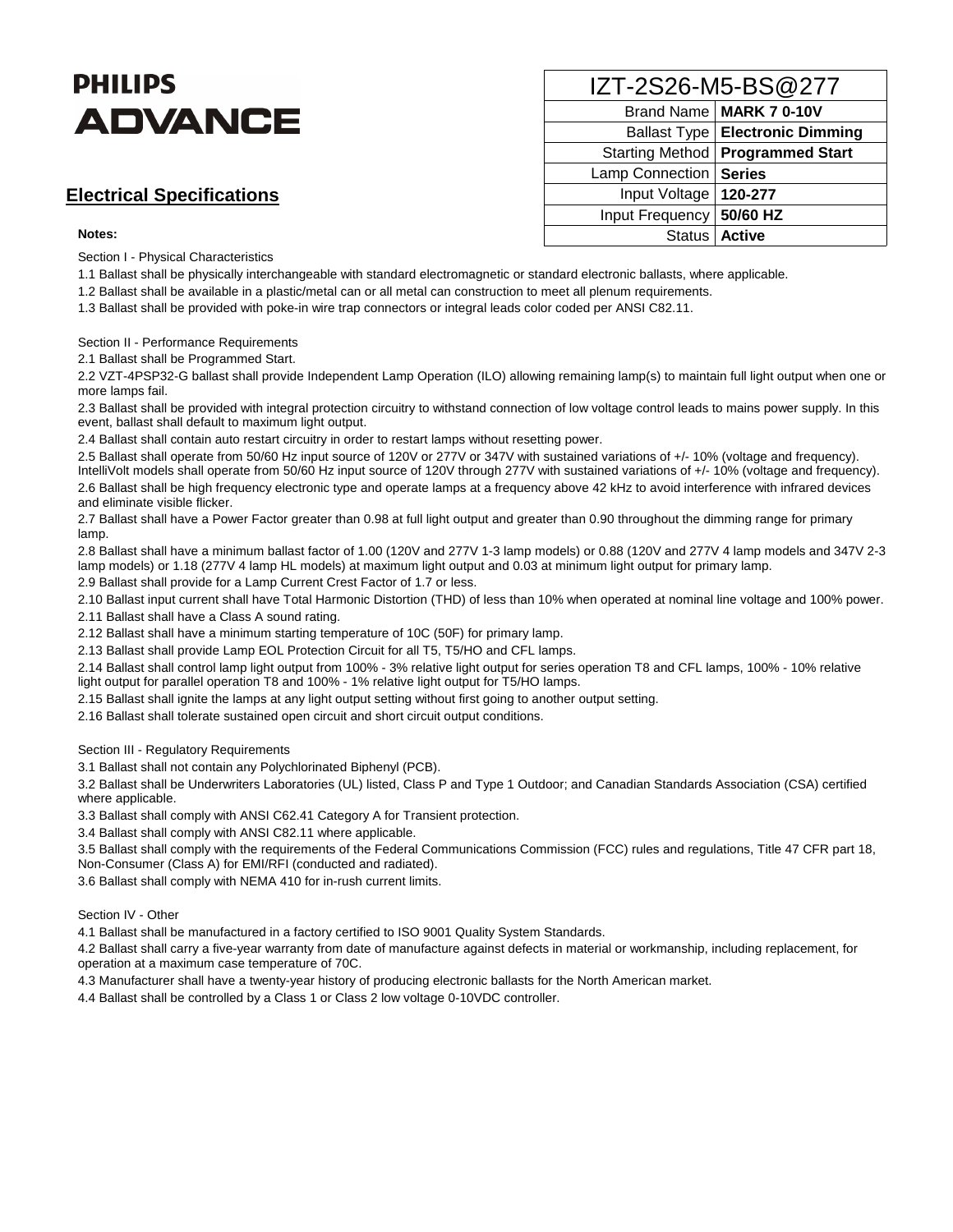**PHILIPS**
**ADVANCE**

| IZT-2S26-M5-BS@277 | |
|---|---|
| Brand Name | **MARK 7 0-10V** |
| Ballast Type | **Electronic Dimming** |
| Starting Method | **Programmed Start** |
| Lamp Connection | **Series** |
| Input Voltage | **120-277** |
| Input Frequency | **50/60 HZ** |
| Status | **Active** |

## Electrical Specifications

**Notes:**

Section I - Physical Characteristics

1.1 Ballast shall be physically interchangeable with standard electromagnetic or standard electronic ballasts, where applicable.

1.2 Ballast shall be available in a plastic/metal can or all metal can construction to meet all plenum requirements.

1.3 Ballast shall be provided with poke-in wire trap connectors or integral leads color coded per ANSI C82.11.

Section II - Performance Requirements

2.1 Ballast shall be Programmed Start.

2.2 VZT-4PSP32-G ballast shall provide Independent Lamp Operation (ILO) allowing remaining lamp(s) to maintain full light output when one or more lamps fail.

2.3 Ballast shall be provided with integral protection circuitry to withstand connection of low voltage control leads to mains power supply. In this event, ballast shall default to maximum light output.

2.4 Ballast shall contain auto restart circuitry in order to restart lamps without resetting power.

2.5 Ballast shall operate from 50/60 Hz input source of 120V or 277V or 347V with sustained variations of +/- 10% (voltage and frequency). IntelliVolt models shall operate from 50/60 Hz input source of 120V through 277V with sustained variations of +/- 10% (voltage and frequency).

2.6 Ballast shall be high frequency electronic type and operate lamps at a frequency above 42 kHz to avoid interference with infrared devices and eliminate visible flicker.

2.7 Ballast shall have a Power Factor greater than 0.98 at full light output and greater than 0.90 throughout the dimming range for primary lamp.

2.8 Ballast shall have a minimum ballast factor of 1.00 (120V and 277V 1-3 lamp models) or 0.88 (120V and 277V 4 lamp models and 347V 2-3 lamp models) or 1.18 (277V 4 lamp HL models) at maximum light output and 0.03 at minimum light output for primary lamp.

2.9 Ballast shall provide for a Lamp Current Crest Factor of 1.7 or less.

2.10 Ballast input current shall have Total Harmonic Distortion (THD) of less than 10% when operated at nominal line voltage and 100% power.

2.11 Ballast shall have a Class A sound rating.

2.12 Ballast shall have a minimum starting temperature of 10C (50F) for primary lamp.

2.13 Ballast shall provide Lamp EOL Protection Circuit for all T5, T5/HO and CFL lamps.

2.14 Ballast shall control lamp light output from 100% - 3% relative light output for series operation T8 and CFL lamps, 100% - 10% relative light output for parallel operation T8 and 100% - 1% relative light output for T5/HO lamps.

2.15 Ballast shall ignite the lamps at any light output setting without first going to another output setting.

2.16 Ballast shall tolerate sustained open circuit and short circuit output conditions.

Section III - Regulatory Requirements

3.1 Ballast shall not contain any Polychlorinated Biphenyl (PCB).

3.2 Ballast shall be Underwriters Laboratories (UL) listed, Class P and Type 1 Outdoor; and Canadian Standards Association (CSA) certified where applicable.

3.3 Ballast shall comply with ANSI C62.41 Category A for Transient protection.

3.4 Ballast shall comply with ANSI C82.11 where applicable.

3.5 Ballast shall comply with the requirements of the Federal Communications Commission (FCC) rules and regulations, Title 47 CFR part 18, Non-Consumer (Class A) for EMI/RFI (conducted and radiated).

3.6 Ballast shall comply with NEMA 410 for in-rush current limits.

Section IV - Other

4.1 Ballast shall be manufactured in a factory certified to ISO 9001 Quality System Standards.

4.2 Ballast shall carry a five-year warranty from date of manufacture against defects in material or workmanship, including replacement, for operation at a maximum case temperature of 70C.

4.3 Manufacturer shall have a twenty-year history of producing electronic ballasts for the North American market.

4.4 Ballast shall be controlled by a Class 1 or Class 2 low voltage 0-10VDC controller.